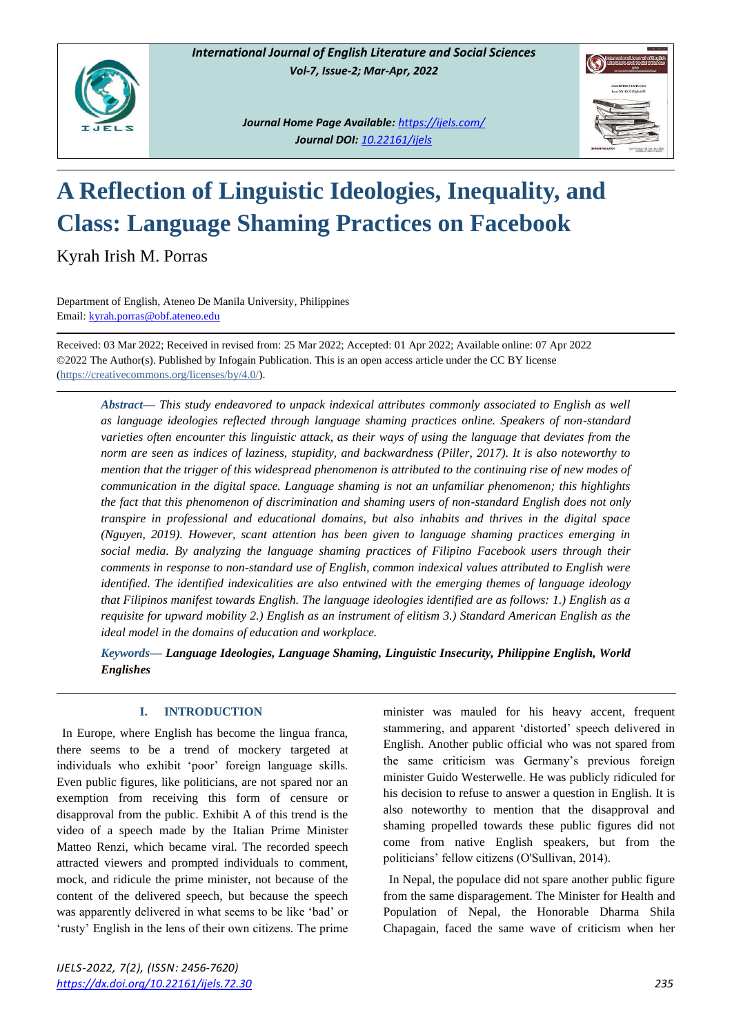# A Reflection of Linguistic Ideologies, Inequality, and Class: Language Shaming Practices on Facebook

Kyrah Irish M. Porras

Department of English, Ateneo De Manila University, Philippines
Email: kyrah.porras@obf.ateneo.edu

Received: 03 Mar 2022; Received in revised from: 25 Mar 2022; Accepted: 01 Apr 2022; Available online: 07 Apr 2022
©2022 The Author(s). Published by Infogain Publication. This is an open access article under the CC BY license (https://creativecommons.org/licenses/by/4.0/).

***Abstract***— *This study endeavored to unpack indexical attributes commonly associated to English as well as language ideologies reflected through language shaming practices online. Speakers of non-standard varieties often encounter this linguistic attack, as their ways of using the language that deviates from the norm are seen as indices of laziness, stupidity, and backwardness (Piller, 2017). It is also noteworthy to mention that the trigger of this widespread phenomenon is attributed to the continuing rise of new modes of communication in the digital space. Language shaming is not an unfamiliar phenomenon; this highlights the fact that this phenomenon of discrimination and shaming users of non-standard English does not only transpire in professional and educational domains, but also inhabits and thrives in the digital space (Nguyen, 2019). However, scant attention has been given to language shaming practices emerging in social media. By analyzing the language shaming practices of Filipino Facebook users through their comments in response to non-standard use of English, common indexical values attributed to English were identified. The identified indexicalities are also entwined with the emerging themes of language ideology that Filipinos manifest towards English. The language ideologies identified are as follows: 1.) English as a requisite for upward mobility 2.) English as an instrument of elitism 3.) Standard American English as the ideal model in the domains of education and workplace.*

***Keywords***— ***Language Ideologies, Language Shaming, Linguistic Insecurity, Philippine English, World Englishes***

## I. INTRODUCTION

In Europe, where English has become the lingua franca, there seems to be a trend of mockery targeted at individuals who exhibit 'poor' foreign language skills. Even public figures, like politicians, are not spared nor an exemption from receiving this form of censure or disapproval from the public. Exhibit A of this trend is the video of a speech made by the Italian Prime Minister Matteo Renzi, which became viral. The recorded speech attracted viewers and prompted individuals to comment, mock, and ridicule the prime minister, not because of the content of the delivered speech, but because the speech was apparently delivered in what seems to be like 'bad' or 'rusty' English in the lens of their own citizens. The prime minister was mauled for his heavy accent, frequent stammering, and apparent 'distorted' speech delivered in English. Another public official who was not spared from the same criticism was Germany's previous foreign minister Guido Westerwelle. He was publicly ridiculed for his decision to refuse to answer a question in English. It is also noteworthy to mention that the disapproval and shaming propelled towards these public figures did not come from native English speakers, but from the politicians' fellow citizens (O'Sullivan, 2014).

In Nepal, the populace did not spare another public figure from the same disparagement. The Minister for Health and Population of Nepal, the Honorable Dharma Shila Chapagain, faced the same wave of criticism when her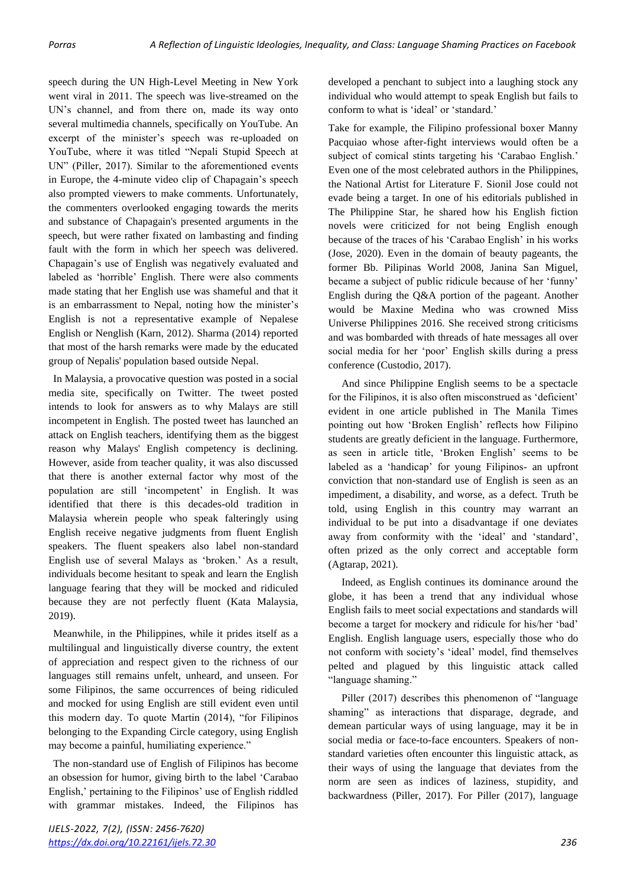speech during the UN High-Level Meeting in New York went viral in 2011. The speech was live-streamed on the UN's channel, and from there on, made its way onto several multimedia channels, specifically on YouTube. An excerpt of the minister's speech was re-uploaded on YouTube, where it was titled "Nepali Stupid Speech at UN" (Piller, 2017). Similar to the aforementioned events in Europe, the 4-minute video clip of Chapagain's speech also prompted viewers to make comments. Unfortunately, the commenters overlooked engaging towards the merits and substance of Chapagain's presented arguments in the speech, but were rather fixated on lambasting and finding fault with the form in which her speech was delivered. Chapagain's use of English was negatively evaluated and labeled as 'horrible' English. There were also comments made stating that her English use was shameful and that it is an embarrassment to Nepal, noting how the minister's English is not a representative example of Nepalese English or Nenglish (Karn, 2012). Sharma (2014) reported that most of the harsh remarks were made by the educated group of Nepalis' population based outside Nepal.

In Malaysia, a provocative question was posted in a social media site, specifically on Twitter. The tweet posted intends to look for answers as to why Malays are still incompetent in English. The posted tweet has launched an attack on English teachers, identifying them as the biggest reason why Malays' English competency is declining. However, aside from teacher quality, it was also discussed that there is another external factor why most of the population are still 'incompetent' in English. It was identified that there is this decades-old tradition in Malaysia wherein people who speak falteringly using English receive negative judgments from fluent English speakers. The fluent speakers also label non-standard English use of several Malays as 'broken.' As a result, individuals become hesitant to speak and learn the English language fearing that they will be mocked and ridiculed because they are not perfectly fluent (Kata Malaysia, 2019).

Meanwhile, in the Philippines, while it prides itself as a multilingual and linguistically diverse country, the extent of appreciation and respect given to the richness of our languages still remains unfelt, unheard, and unseen. For some Filipinos, the same occurrences of being ridiculed and mocked for using English are still evident even until this modern day. To quote Martin (2014), "for Filipinos belonging to the Expanding Circle category, using English may become a painful, humiliating experience."

The non-standard use of English of Filipinos has become an obsession for humor, giving birth to the label 'Carabao English,' pertaining to the Filipinos' use of English riddled with grammar mistakes. Indeed, the Filipinos has developed a penchant to subject into a laughing stock any individual who would attempt to speak English but fails to conform to what is 'ideal' or 'standard.'

Take for example, the Filipino professional boxer Manny Pacquiao whose after-fight interviews would often be a subject of comical stints targeting his 'Carabao English.' Even one of the most celebrated authors in the Philippines, the National Artist for Literature F. Sionil Jose could not evade being a target. In one of his editorials published in The Philippine Star, he shared how his English fiction novels were criticized for not being English enough because of the traces of his 'Carabao English' in his works (Jose, 2020). Even in the domain of beauty pageants, the former Bb. Pilipinas World 2008, Janina San Miguel, became a subject of public ridicule because of her 'funny' English during the Q&A portion of the pageant. Another would be Maxine Medina who was crowned Miss Universe Philippines 2016. She received strong criticisms and was bombarded with threads of hate messages all over social media for her 'poor' English skills during a press conference (Custodio, 2017).

And since Philippine English seems to be a spectacle for the Filipinos, it is also often misconstrued as 'deficient' evident in one article published in The Manila Times pointing out how 'Broken English' reflects how Filipino students are greatly deficient in the language. Furthermore, as seen in article title, 'Broken English' seems to be labeled as a 'handicap' for young Filipinos- an upfront conviction that non-standard use of English is seen as an impediment, a disability, and worse, as a defect. Truth be told, using English in this country may warrant an individual to be put into a disadvantage if one deviates away from conformity with the 'ideal' and 'standard', often prized as the only correct and acceptable form (Agtarap, 2021).

Indeed, as English continues its dominance around the globe, it has been a trend that any individual whose English fails to meet social expectations and standards will become a target for mockery and ridicule for his/her 'bad' English. English language users, especially those who do not conform with society's 'ideal' model, find themselves pelted and plagued by this linguistic attack called "language shaming."

Piller (2017) describes this phenomenon of "language shaming" as interactions that disparage, degrade, and demean particular ways of using language, may it be in social media or face-to-face encounters. Speakers of non-standard varieties often encounter this linguistic attack, as their ways of using the language that deviates from the norm are seen as indices of laziness, stupidity, and backwardness (Piller, 2017). For Piller (2017), language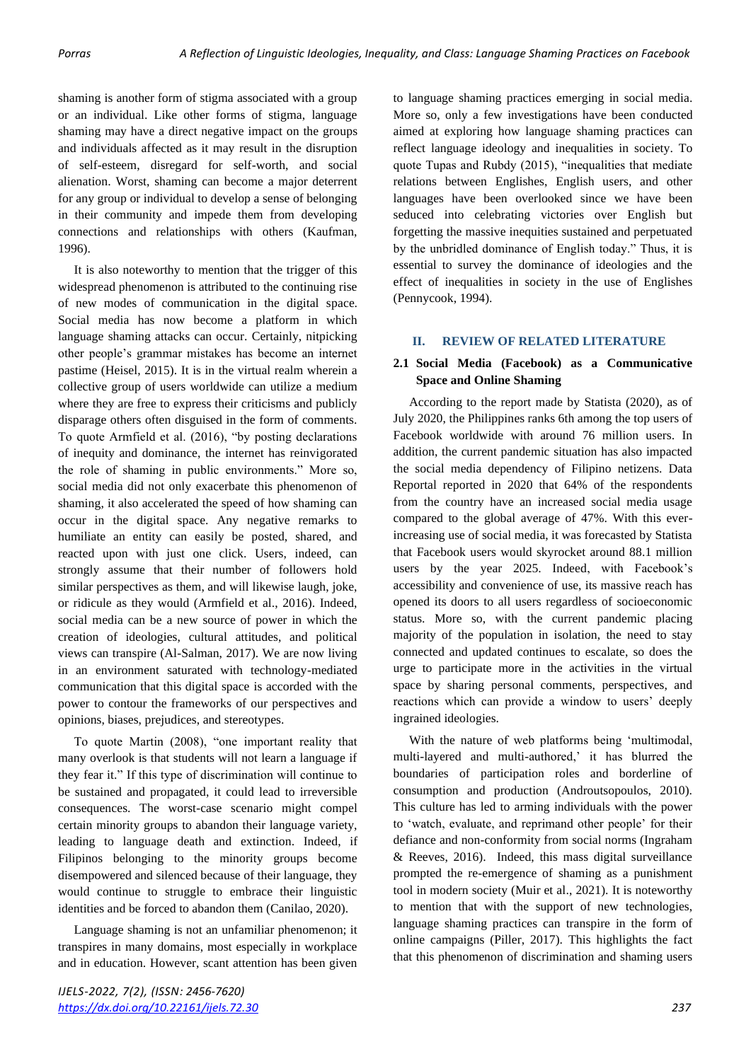shaming is another form of stigma associated with a group or an individual. Like other forms of stigma, language shaming may have a direct negative impact on the groups and individuals affected as it may result in the disruption of self-esteem, disregard for self-worth, and social alienation. Worst, shaming can become a major deterrent for any group or individual to develop a sense of belonging in their community and impede them from developing connections and relationships with others (Kaufman, 1996).

It is also noteworthy to mention that the trigger of this widespread phenomenon is attributed to the continuing rise of new modes of communication in the digital space. Social media has now become a platform in which language shaming attacks can occur. Certainly, nitpicking other people's grammar mistakes has become an internet pastime (Heisel, 2015). It is in the virtual realm wherein a collective group of users worldwide can utilize a medium where they are free to express their criticisms and publicly disparage others often disguised in the form of comments. To quote Armfield et al. (2016), "by posting declarations of inequity and dominance, the internet has reinvigorated the role of shaming in public environments." More so, social media did not only exacerbate this phenomenon of shaming, it also accelerated the speed of how shaming can occur in the digital space. Any negative remarks to humiliate an entity can easily be posted, shared, and reacted upon with just one click. Users, indeed, can strongly assume that their number of followers hold similar perspectives as them, and will likewise laugh, joke, or ridicule as they would (Armfield et al., 2016). Indeed, social media can be a new source of power in which the creation of ideologies, cultural attitudes, and political views can transpire (Al-Salman, 2017). We are now living in an environment saturated with technology-mediated communication that this digital space is accorded with the power to contour the frameworks of our perspectives and opinions, biases, prejudices, and stereotypes.

To quote Martin (2008), "one important reality that many overlook is that students will not learn a language if they fear it." If this type of discrimination will continue to be sustained and propagated, it could lead to irreversible consequences. The worst-case scenario might compel certain minority groups to abandon their language variety, leading to language death and extinction. Indeed, if Filipinos belonging to the minority groups become disempowered and silenced because of their language, they would continue to struggle to embrace their linguistic identities and be forced to abandon them (Canilao, 2020).

Language shaming is not an unfamiliar phenomenon; it transpires in many domains, most especially in workplace and in education. However, scant attention has been given to language shaming practices emerging in social media. More so, only a few investigations have been conducted aimed at exploring how language shaming practices can reflect language ideology and inequalities in society. To quote Tupas and Rubdy (2015), "inequalities that mediate relations between Englishes, English users, and other languages have been overlooked since we have been seduced into celebrating victories over English but forgetting the massive inequities sustained and perpetuated by the unbridled dominance of English today." Thus, it is essential to survey the dominance of ideologies and the effect of inequalities in society in the use of Englishes (Pennycook, 1994).

## II. REVIEW OF RELATED LITERATURE

### 2.1 Social Media (Facebook) as a Communicative Space and Online Shaming

According to the report made by Statista (2020), as of July 2020, the Philippines ranks 6th among the top users of Facebook worldwide with around 76 million users. In addition, the current pandemic situation has also impacted the social media dependency of Filipino netizens. Data Reportal reported in 2020 that 64% of the respondents from the country have an increased social media usage compared to the global average of 47%. With this ever-increasing use of social media, it was forecasted by Statista that Facebook users would skyrocket around 88.1 million users by the year 2025. Indeed, with Facebook's accessibility and convenience of use, its massive reach has opened its doors to all users regardless of socioeconomic status. More so, with the current pandemic placing majority of the population in isolation, the need to stay connected and updated continues to escalate, so does the urge to participate more in the activities in the virtual space by sharing personal comments, perspectives, and reactions which can provide a window to users' deeply ingrained ideologies.

With the nature of web platforms being 'multimodal, multi-layered and multi-authored,' it has blurred the boundaries of participation roles and borderline of consumption and production (Androutsopoulos, 2010). This culture has led to arming individuals with the power to 'watch, evaluate, and reprimand other people' for their defiance and non-conformity from social norms (Ingraham & Reeves, 2016). Indeed, this mass digital surveillance prompted the re-emergence of shaming as a punishment tool in modern society (Muir et al., 2021). It is noteworthy to mention that with the support of new technologies, language shaming practices can transpire in the form of online campaigns (Piller, 2017). This highlights the fact that this phenomenon of discrimination and shaming users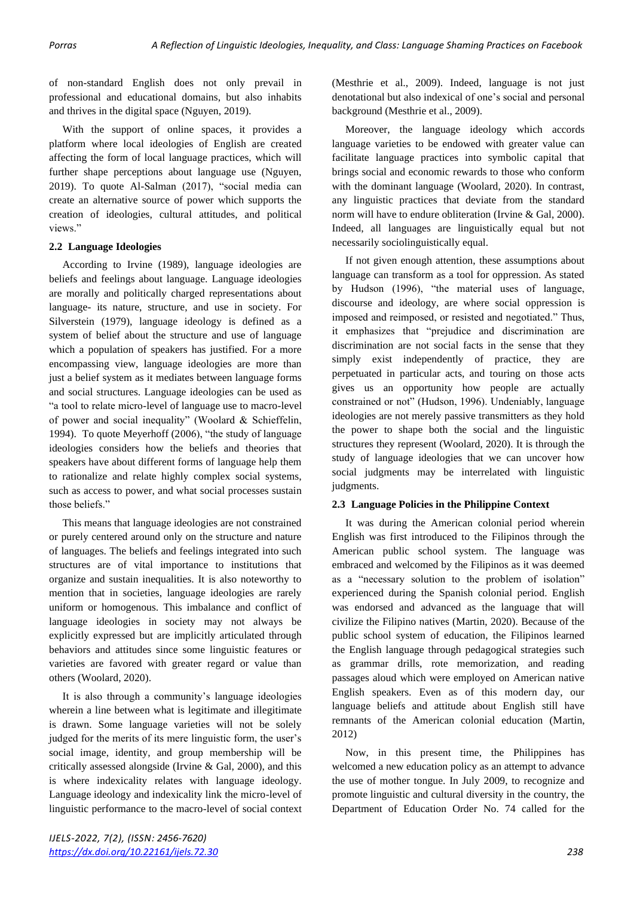of non-standard English does not only prevail in professional and educational domains, but also inhabits and thrives in the digital space (Nguyen, 2019).

With the support of online spaces, it provides a platform where local ideologies of English are created affecting the form of local language practices, which will further shape perceptions about language use (Nguyen, 2019). To quote Al-Salman (2017), "social media can create an alternative source of power which supports the creation of ideologies, cultural attitudes, and political views."

### 2.2 Language Ideologies

According to Irvine (1989), language ideologies are beliefs and feelings about language. Language ideologies are morally and politically charged representations about language- its nature, structure, and use in society. For Silverstein (1979), language ideology is defined as a system of belief about the structure and use of language which a population of speakers has justified. For a more encompassing view, language ideologies are more than just a belief system as it mediates between language forms and social structures. Language ideologies can be used as "a tool to relate micro-level of language use to macro-level of power and social inequality" (Woolard & Schieffelin, 1994). To quote Meyerhoff (2006), "the study of language ideologies considers how the beliefs and theories that speakers have about different forms of language help them to rationalize and relate highly complex social systems, such as access to power, and what social processes sustain those beliefs."

This means that language ideologies are not constrained or purely centered around only on the structure and nature of languages. The beliefs and feelings integrated into such structures are of vital importance to institutions that organize and sustain inequalities. It is also noteworthy to mention that in societies, language ideologies are rarely uniform or homogenous. This imbalance and conflict of language ideologies in society may not always be explicitly expressed but are implicitly articulated through behaviors and attitudes since some linguistic features or varieties are favored with greater regard or value than others (Woolard, 2020).

It is also through a community's language ideologies wherein a line between what is legitimate and illegitimate is drawn. Some language varieties will not be solely judged for the merits of its mere linguistic form, the user's social image, identity, and group membership will be critically assessed alongside (Irvine & Gal, 2000), and this is where indexicality relates with language ideology. Language ideology and indexicality link the micro-level of linguistic performance to the macro-level of social context (Mesthrie et al., 2009). Indeed, language is not just denotational but also indexical of one's social and personal background (Mesthrie et al., 2009).

Moreover, the language ideology which accords language varieties to be endowed with greater value can facilitate language practices into symbolic capital that brings social and economic rewards to those who conform with the dominant language (Woolard, 2020). In contrast, any linguistic practices that deviate from the standard norm will have to endure obliteration (Irvine & Gal, 2000). Indeed, all languages are linguistically equal but not necessarily sociolinguistically equal.

If not given enough attention, these assumptions about language can transform as a tool for oppression. As stated by Hudson (1996), "the material uses of language, discourse and ideology, are where social oppression is imposed and reimposed, or resisted and negotiated." Thus, it emphasizes that "prejudice and discrimination are discrimination are not social facts in the sense that they simply exist independently of practice, they are perpetuated in particular acts, and touring on those acts gives us an opportunity how people are actually constrained or not" (Hudson, 1996). Undeniably, language ideologies are not merely passive transmitters as they hold the power to shape both the social and the linguistic structures they represent (Woolard, 2020). It is through the study of language ideologies that we can uncover how social judgments may be interrelated with linguistic judgments.

### 2.3 Language Policies in the Philippine Context

It was during the American colonial period wherein English was first introduced to the Filipinos through the American public school system. The language was embraced and welcomed by the Filipinos as it was deemed as a "necessary solution to the problem of isolation" experienced during the Spanish colonial period. English was endorsed and advanced as the language that will civilize the Filipino natives (Martin, 2020). Because of the public school system of education, the Filipinos learned the English language through pedagogical strategies such as grammar drills, rote memorization, and reading passages aloud which were employed on American native English speakers. Even as of this modern day, our language beliefs and attitude about English still have remnants of the American colonial education (Martin, 2012)

Now, in this present time, the Philippines has welcomed a new education policy as an attempt to advance the use of mother tongue. In July 2009, to recognize and promote linguistic and cultural diversity in the country, the Department of Education Order No. 74 called for the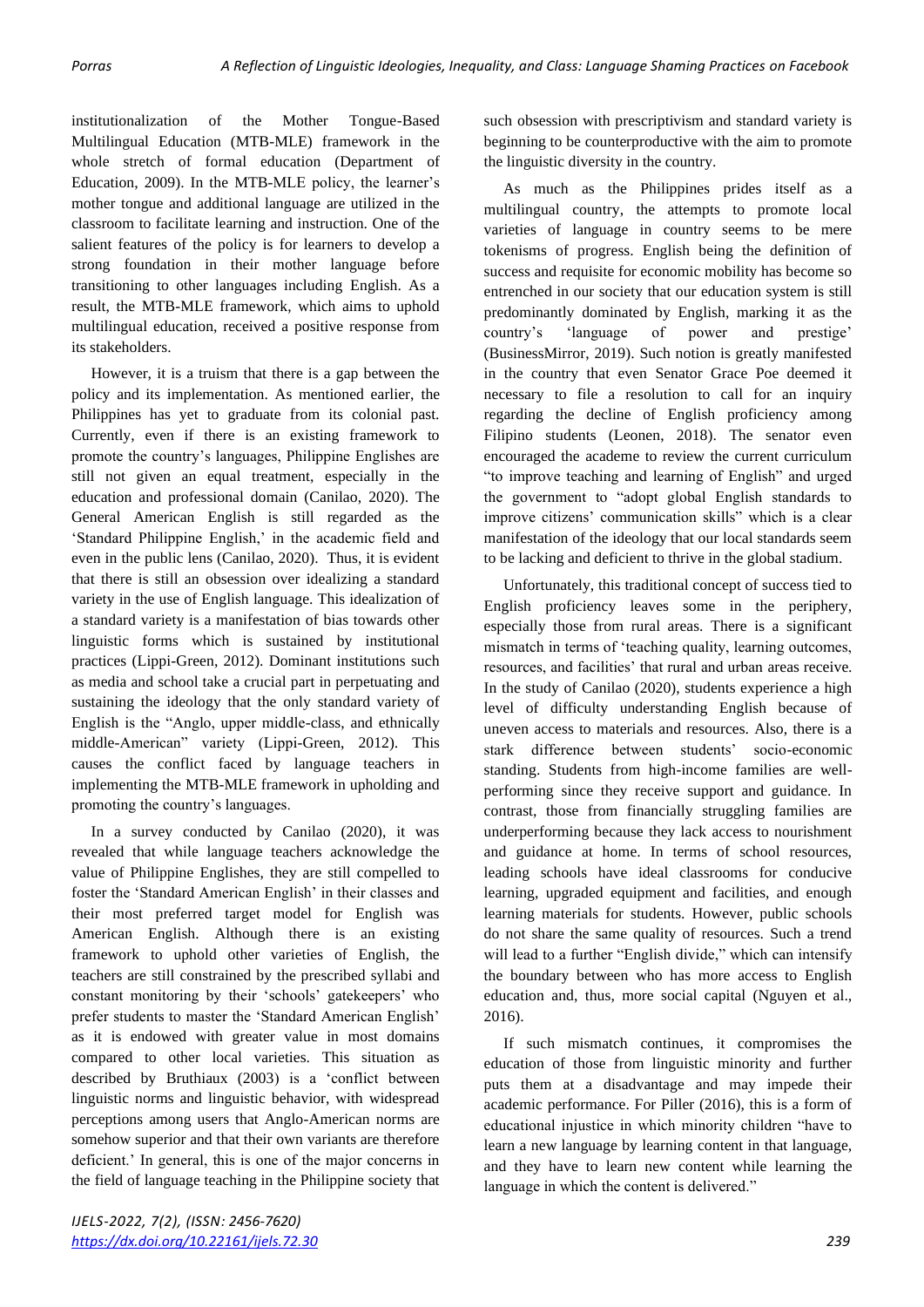institutionalization of the Mother Tongue-Based Multilingual Education (MTB-MLE) framework in the whole stretch of formal education (Department of Education, 2009). In the MTB-MLE policy, the learner's mother tongue and additional language are utilized in the classroom to facilitate learning and instruction. One of the salient features of the policy is for learners to develop a strong foundation in their mother language before transitioning to other languages including English. As a result, the MTB-MLE framework, which aims to uphold multilingual education, received a positive response from its stakeholders.

However, it is a truism that there is a gap between the policy and its implementation. As mentioned earlier, the Philippines has yet to graduate from its colonial past. Currently, even if there is an existing framework to promote the country's languages, Philippine Englishes are still not given an equal treatment, especially in the education and professional domain (Canilao, 2020). The General American English is still regarded as the 'Standard Philippine English,' in the academic field and even in the public lens (Canilao, 2020). Thus, it is evident that there is still an obsession over idealizing a standard variety in the use of English language. This idealization of a standard variety is a manifestation of bias towards other linguistic forms which is sustained by institutional practices (Lippi-Green, 2012). Dominant institutions such as media and school take a crucial part in perpetuating and sustaining the ideology that the only standard variety of English is the "Anglo, upper middle-class, and ethnically middle-American" variety (Lippi-Green, 2012). This causes the conflict faced by language teachers in implementing the MTB-MLE framework in upholding and promoting the country's languages.

In a survey conducted by Canilao (2020), it was revealed that while language teachers acknowledge the value of Philippine Englishes, they are still compelled to foster the 'Standard American English' in their classes and their most preferred target model for English was American English. Although there is an existing framework to uphold other varieties of English, the teachers are still constrained by the prescribed syllabi and constant monitoring by their 'schools' gatekeepers' who prefer students to master the 'Standard American English' as it is endowed with greater value in most domains compared to other local varieties. This situation as described by Bruthiaux (2003) is a 'conflict between linguistic norms and linguistic behavior, with widespread perceptions among users that Anglo-American norms are somehow superior and that their own variants are therefore deficient.' In general, this is one of the major concerns in the field of language teaching in the Philippine society that such obsession with prescriptivism and standard variety is beginning to be counterproductive with the aim to promote the linguistic diversity in the country.

As much as the Philippines prides itself as a multilingual country, the attempts to promote local varieties of language in country seems to be mere tokenisms of progress. English being the definition of success and requisite for economic mobility has become so entrenched in our society that our education system is still predominantly dominated by English, marking it as the country's 'language of power and prestige' (BusinessMirror, 2019). Such notion is greatly manifested in the country that even Senator Grace Poe deemed it necessary to file a resolution to call for an inquiry regarding the decline of English proficiency among Filipino students (Leonen, 2018). The senator even encouraged the academe to review the current curriculum "to improve teaching and learning of English" and urged the government to "adopt global English standards to improve citizens' communication skills" which is a clear manifestation of the ideology that our local standards seem to be lacking and deficient to thrive in the global stadium.

Unfortunately, this traditional concept of success tied to English proficiency leaves some in the periphery, especially those from rural areas. There is a significant mismatch in terms of 'teaching quality, learning outcomes, resources, and facilities' that rural and urban areas receive. In the study of Canilao (2020), students experience a high level of difficulty understanding English because of uneven access to materials and resources. Also, there is a stark difference between students' socio-economic standing. Students from high-income families are well-performing since they receive support and guidance. In contrast, those from financially struggling families are underperforming because they lack access to nourishment and guidance at home. In terms of school resources, leading schools have ideal classrooms for conducive learning, upgraded equipment and facilities, and enough learning materials for students. However, public schools do not share the same quality of resources. Such a trend will lead to a further "English divide," which can intensify the boundary between who has more access to English education and, thus, more social capital (Nguyen et al., 2016).

If such mismatch continues, it compromises the education of those from linguistic minority and further puts them at a disadvantage and may impede their academic performance. For Piller (2016), this is a form of educational injustice in which minority children "have to learn a new language by learning content in that language, and they have to learn new content while learning the language in which the content is delivered."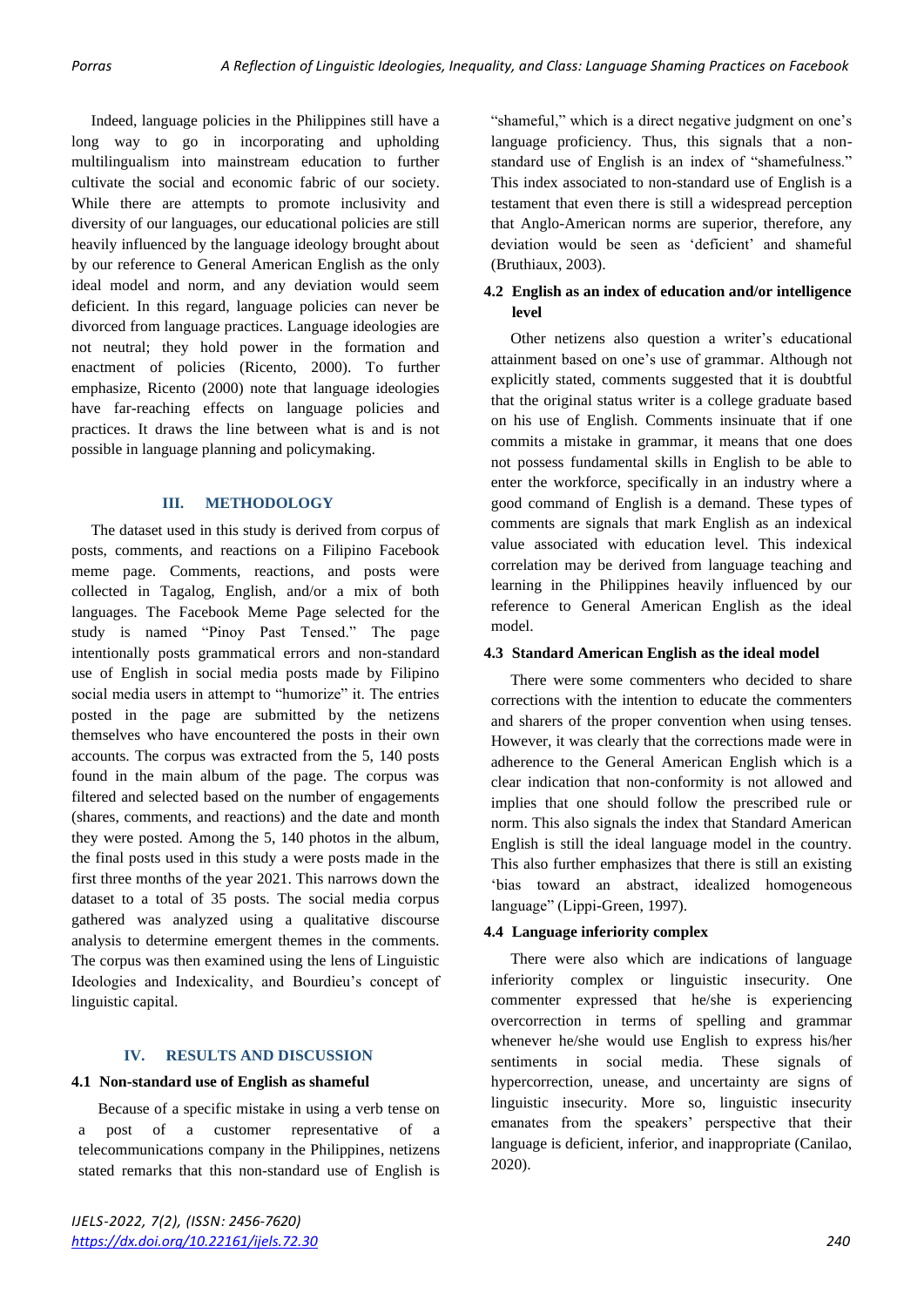Indeed, language policies in the Philippines still have a long way to go in incorporating and upholding multilingualism into mainstream education to further cultivate the social and economic fabric of our society. While there are attempts to promote inclusivity and diversity of our languages, our educational policies are still heavily influenced by the language ideology brought about by our reference to General American English as the only ideal model and norm, and any deviation would seem deficient. In this regard, language policies can never be divorced from language practices. Language ideologies are not neutral; they hold power in the formation and enactment of policies (Ricento, 2000). To further emphasize, Ricento (2000) note that language ideologies have far-reaching effects on language policies and practices. It draws the line between what is and is not possible in language planning and policymaking.

## III. METHODOLOGY

The dataset used in this study is derived from corpus of posts, comments, and reactions on a Filipino Facebook meme page. Comments, reactions, and posts were collected in Tagalog, English, and/or a mix of both languages. The Facebook Meme Page selected for the study is named "Pinoy Past Tensed." The page intentionally posts grammatical errors and non-standard use of English in social media posts made by Filipino social media users in attempt to "humorize" it. The entries posted in the page are submitted by the netizens themselves who have encountered the posts in their own accounts. The corpus was extracted from the 5, 140 posts found in the main album of the page. The corpus was filtered and selected based on the number of engagements (shares, comments, and reactions) and the date and month they were posted. Among the 5, 140 photos in the album, the final posts used in this study a were posts made in the first three months of the year 2021. This narrows down the dataset to a total of 35 posts. The social media corpus gathered was analyzed using a qualitative discourse analysis to determine emergent themes in the comments. The corpus was then examined using the lens of Linguistic Ideologies and Indexicality, and Bourdieu's concept of linguistic capital.

## IV. RESULTS AND DISCUSSION

### 4.1 Non-standard use of English as shameful

Because of a specific mistake in using a verb tense on a post of a customer representative of a telecommunications company in the Philippines, netizens stated remarks that this non-standard use of English is "shameful," which is a direct negative judgment on one's language proficiency. Thus, this signals that a non-standard use of English is an index of "shamefulness." This index associated to non-standard use of English is a testament that even there is still a widespread perception that Anglo-American norms are superior, therefore, any deviation would be seen as 'deficient' and shameful (Bruthiaux, 2003).

### 4.2 English as an index of education and/or intelligence level

Other netizens also question a writer's educational attainment based on one's use of grammar. Although not explicitly stated, comments suggested that it is doubtful that the original status writer is a college graduate based on his use of English. Comments insinuate that if one commits a mistake in grammar, it means that one does not possess fundamental skills in English to be able to enter the workforce, specifically in an industry where a good command of English is a demand. These types of comments are signals that mark English as an indexical value associated with education level. This indexical correlation may be derived from language teaching and learning in the Philippines heavily influenced by our reference to General American English as the ideal model.

### 4.3 Standard American English as the ideal model

There were some commenters who decided to share corrections with the intention to educate the commenters and sharers of the proper convention when using tenses. However, it was clearly that the corrections made were in adherence to the General American English which is a clear indication that non-conformity is not allowed and implies that one should follow the prescribed rule or norm. This also signals the index that Standard American English is still the ideal language model in the country. This also further emphasizes that there is still an existing 'bias toward an abstract, idealized homogeneous language" (Lippi-Green, 1997).

### 4.4 Language inferiority complex

There were also which are indications of language inferiority complex or linguistic insecurity. One commenter expressed that he/she is experiencing overcorrection in terms of spelling and grammar whenever he/she would use English to express his/her sentiments in social media. These signals of hypercorrection, unease, and uncertainty are signs of linguistic insecurity. More so, linguistic insecurity emanates from the speakers' perspective that their language is deficient, inferior, and inappropriate (Canilao, 2020).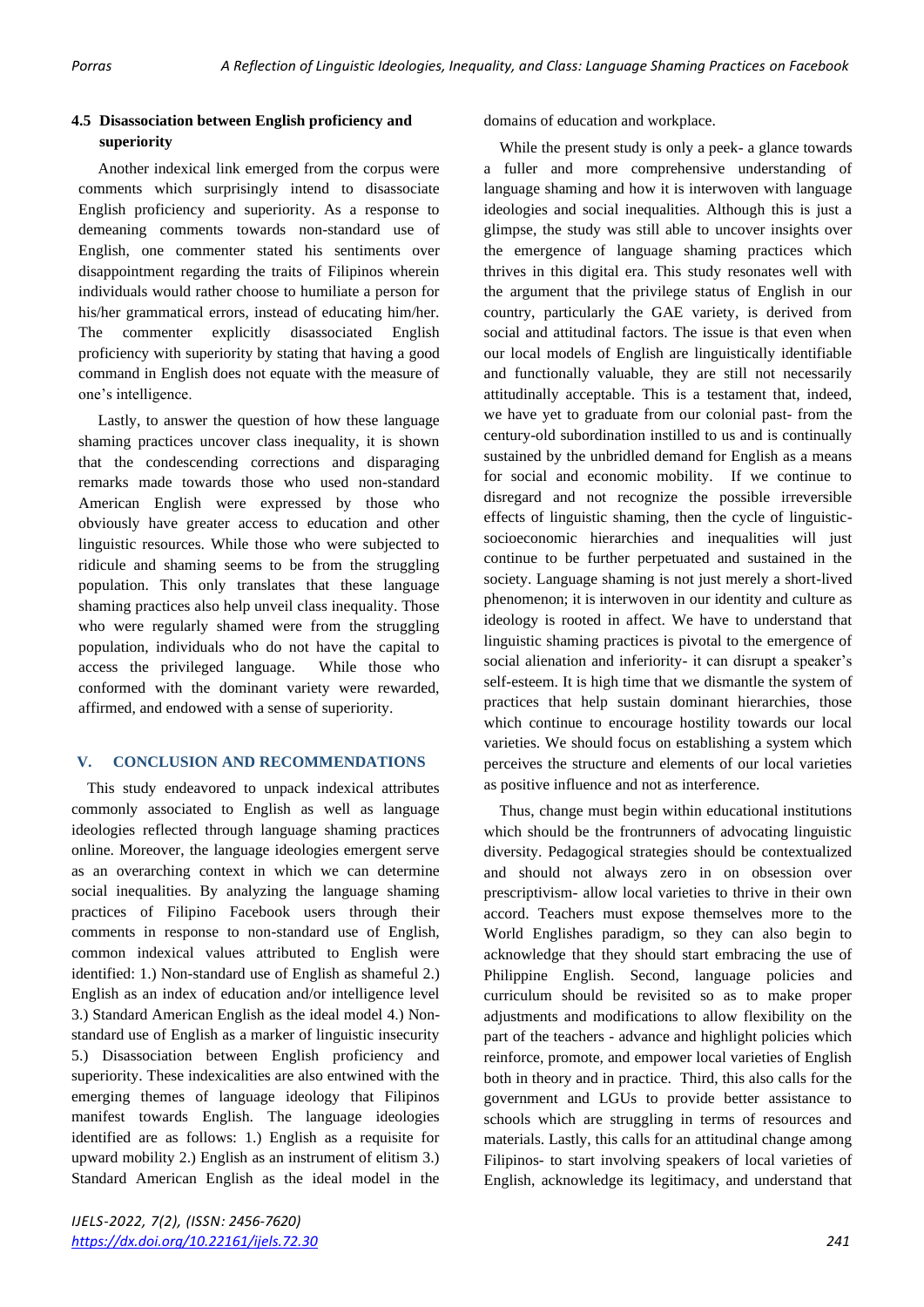### 4.5 Disassociation between English proficiency and superiority

Another indexical link emerged from the corpus were comments which surprisingly intend to disassociate English proficiency and superiority. As a response to demeaning comments towards non-standard use of English, one commenter stated his sentiments over disappointment regarding the traits of Filipinos wherein individuals would rather choose to humiliate a person for his/her grammatical errors, instead of educating him/her. The commenter explicitly disassociated English proficiency with superiority by stating that having a good command in English does not equate with the measure of one's intelligence.

Lastly, to answer the question of how these language shaming practices uncover class inequality, it is shown that the condescending corrections and disparaging remarks made towards those who used non-standard American English were expressed by those who obviously have greater access to education and other linguistic resources. While those who were subjected to ridicule and shaming seems to be from the struggling population. This only translates that these language shaming practices also help unveil class inequality. Those who were regularly shamed were from the struggling population, individuals who do not have the capital to access the privileged language. While those who conformed with the dominant variety were rewarded, affirmed, and endowed with a sense of superiority.

## V. CONCLUSION AND RECOMMENDATIONS

This study endeavored to unpack indexical attributes commonly associated to English as well as language ideologies reflected through language shaming practices online. Moreover, the language ideologies emergent serve as an overarching context in which we can determine social inequalities. By analyzing the language shaming practices of Filipino Facebook users through their comments in response to non-standard use of English, common indexical values attributed to English were identified: 1.) Non-standard use of English as shameful 2.) English as an index of education and/or intelligence level 3.) Standard American English as the ideal model 4.) Non-standard use of English as a marker of linguistic insecurity 5.) Disassociation between English proficiency and superiority. These indexicalities are also entwined with the emerging themes of language ideology that Filipinos manifest towards English. The language ideologies identified are as follows: 1.) English as a requisite for upward mobility 2.) English as an instrument of elitism 3.) Standard American English as the ideal model in the domains of education and workplace.

While the present study is only a peek- a glance towards a fuller and more comprehensive understanding of language shaming and how it is interwoven with language ideologies and social inequalities. Although this is just a glimpse, the study was still able to uncover insights over the emergence of language shaming practices which thrives in this digital era. This study resonates well with the argument that the privilege status of English in our country, particularly the GAE variety, is derived from social and attitudinal factors. The issue is that even when our local models of English are linguistically identifiable and functionally valuable, they are still not necessarily attitudinally acceptable. This is a testament that, indeed, we have yet to graduate from our colonial past- from the century-old subordination instilled to us and is continually sustained by the unbridled demand for English as a means for social and economic mobility. If we continue to disregard and not recognize the possible irreversible effects of linguistic shaming, then the cycle of linguistic-socioeconomic hierarchies and inequalities will just continue to be further perpetuated and sustained in the society. Language shaming is not just merely a short-lived phenomenon; it is interwoven in our identity and culture as ideology is rooted in affect. We have to understand that linguistic shaming practices is pivotal to the emergence of social alienation and inferiority- it can disrupt a speaker's self-esteem. It is high time that we dismantle the system of practices that help sustain dominant hierarchies, those which continue to encourage hostility towards our local varieties. We should focus on establishing a system which perceives the structure and elements of our local varieties as positive influence and not as interference.

Thus, change must begin within educational institutions which should be the frontrunners of advocating linguistic diversity. Pedagogical strategies should be contextualized and should not always zero in on obsession over prescriptivism- allow local varieties to thrive in their own accord. Teachers must expose themselves more to the World Englishes paradigm, so they can also begin to acknowledge that they should start embracing the use of Philippine English. Second, language policies and curriculum should be revisited so as to make proper adjustments and modifications to allow flexibility on the part of the teachers - advance and highlight policies which reinforce, promote, and empower local varieties of English both in theory and in practice. Third, this also calls for the government and LGUs to provide better assistance to schools which are struggling in terms of resources and materials. Lastly, this calls for an attitudinal change among Filipinos- to start involving speakers of local varieties of English, acknowledge its legitimacy, and understand that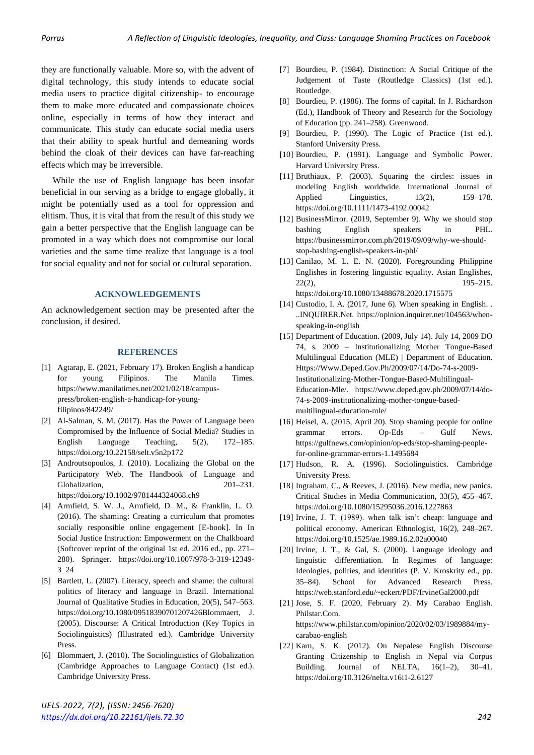they are functionally valuable. More so, with the advent of digital technology, this study intends to educate social media users to practice digital citizenship- to encourage them to make more educated and compassionate choices online, especially in terms of how they interact and communicate. This study can educate social media users that their ability to speak hurtful and demeaning words behind the cloak of their devices can have far-reaching effects which may be irreversible.

While the use of English language has been insofar beneficial in our serving as a bridge to engage globally, it might be potentially used as a tool for oppression and elitism. Thus, it is vital that from the result of this study we gain a better perspective that the English language can be promoted in a way which does not compromise our local varieties and the same time realize that language is a tool for social equality and not for social or cultural separation.

## ACKNOWLEDGEMENTS

An acknowledgement section may be presented after the conclusion, if desired.

## REFERENCES

[1] Agtarap, E. (2021, February 17). Broken English a handicap for young Filipinos. The Manila Times. https://www.manilatimes.net/2021/02/18/campus-press/broken-english-a-handicap-for-young-filipinos/842249/

[2] Al-Salman, S. M. (2017). Has the Power of Language been Compromised by the Influence of Social Media? Studies in English Language Teaching, 5(2), 172–185. https://doi.org/10.22158/selt.v5n2p172

[3] Androutsopoulos, J. (2010). Localizing the Global on the Participatory Web. The Handbook of Language and Globalization, 201–231. https://doi.org/10.1002/9781444324068.ch9

[4] Armfield, S. W. J., Armfield, D. M., & Franklin, L. O. (2016). The shaming: Creating a curriculum that promotes socially responsible online engagement [E-book]. In In Social Justice Instruction: Empowerment on the Chalkboard (Softcover reprint of the original 1st ed. 2016 ed., pp. 271–280). Springer. https://doi.org/10.1007/978-3-319-12349-3_24

[5] Bartlett, L. (2007). Literacy, speech and shame: the cultural politics of literacy and language in Brazil. International Journal of Qualitative Studies in Education, 20(5), 547–563. https://doi.org/10.1080/09518390701207426Blommaert, J. (2005). Discourse: A Critical Introduction (Key Topics in Sociolinguistics) (Illustrated ed.). Cambridge University Press.

[6] Blommaert, J. (2010). The Sociolinguistics of Globalization (Cambridge Approaches to Language Contact) (1st ed.). Cambridge University Press.

[7] Bourdieu, P. (1984). Distinction: A Social Critique of the Judgement of Taste (Routledge Classics) (1st ed.). Routledge.

[8] Bourdieu, P. (1986). The forms of capital. In J. Richardson (Ed.), Handbook of Theory and Research for the Sociology of Education (pp. 241–258). Greenwood.

[9] Bourdieu, P. (1990). The Logic of Practice (1st ed.). Stanford University Press.

[10] Bourdieu, P. (1991). Language and Symbolic Power. Harvard University Press.

[11] Bruthiaux, P. (2003). Squaring the circles: issues in modeling English worldwide. International Journal of Applied Linguistics, 13(2), 159–178. https://doi.org/10.1111/1473-4192.00042

[12] BusinessMirror. (2019, September 9). Why we should stop bashing English speakers in PHL. https://businessmirror.com.ph/2019/09/09/why-we-should-stop-bashing-english-speakers-in-phl/

[13] Canilao, M. L. E. N. (2020). Foregrounding Philippine Englishes in fostering linguistic equality. Asian Englishes, 22(2), 195–215. https://doi.org/10.1080/13488678.2020.1715575

[14] Custodio, I. A. (2017, June 6). When speaking in English. . ..INQUIRER.Net. https://opinion.inquirer.net/104563/when-speaking-in-english

[15] Department of Education. (2009, July 14). July 14, 2009 DO 74, s. 2009 – Institutionalizing Mother Tongue-Based Multilingual Education (MLE) | Department of Education. Https://Www.Deped.Gov.Ph/2009/07/14/Do-74-s-2009-Institutionalizing-Mother-Tongue-Based-Multilingual-Education-Mle/. https://www.deped.gov.ph/2009/07/14/do-74-s-2009-institutionalizing-mother-tongue-based-multilingual-education-mle/

[16] Heisel, A. (2015, April 20). Stop shaming people for online grammar errors. Op-Eds – Gulf News. https://gulfnews.com/opinion/op-eds/stop-shaming-people-for-online-grammar-errors-1.1495684

[17] Hudson, R. A. (1996). Sociolinguistics. Cambridge University Press.

[18] Ingraham, C., & Reeves, J. (2016). New media, new panics. Critical Studies in Media Communication, 33(5), 455–467. https://doi.org/10.1080/15295036.2016.1227863

[19] Irvine, J. T. (1989). when talk isn't cheap: language and political economy. American Ethnologist, 16(2), 248–267. https://doi.org/10.1525/ae.1989.16.2.02a00040

[20] Irvine, J. T., & Gal, S. (2000). Language ideology and linguistic differentiation. In Regimes of language: Ideologies, polities, and identities (P. V. Kroskrity ed., pp. 35–84). School for Advanced Research Press. https://web.stanford.edu/~eckert/PDF/IrvineGal2000.pdf

[21] Jose, S. F. (2020, February 2). My Carabao English. Philstar.Com. https://www.philstar.com/opinion/2020/02/03/1989884/my-carabao-english

[22] Karn, S. K. (2012). On Nepalese English Discourse Granting Citizenship to English in Nepal via Corpus Building. Journal of NELTA, 16(1–2), 30–41. https://doi.org/10.3126/nelta.v16i1-2.6127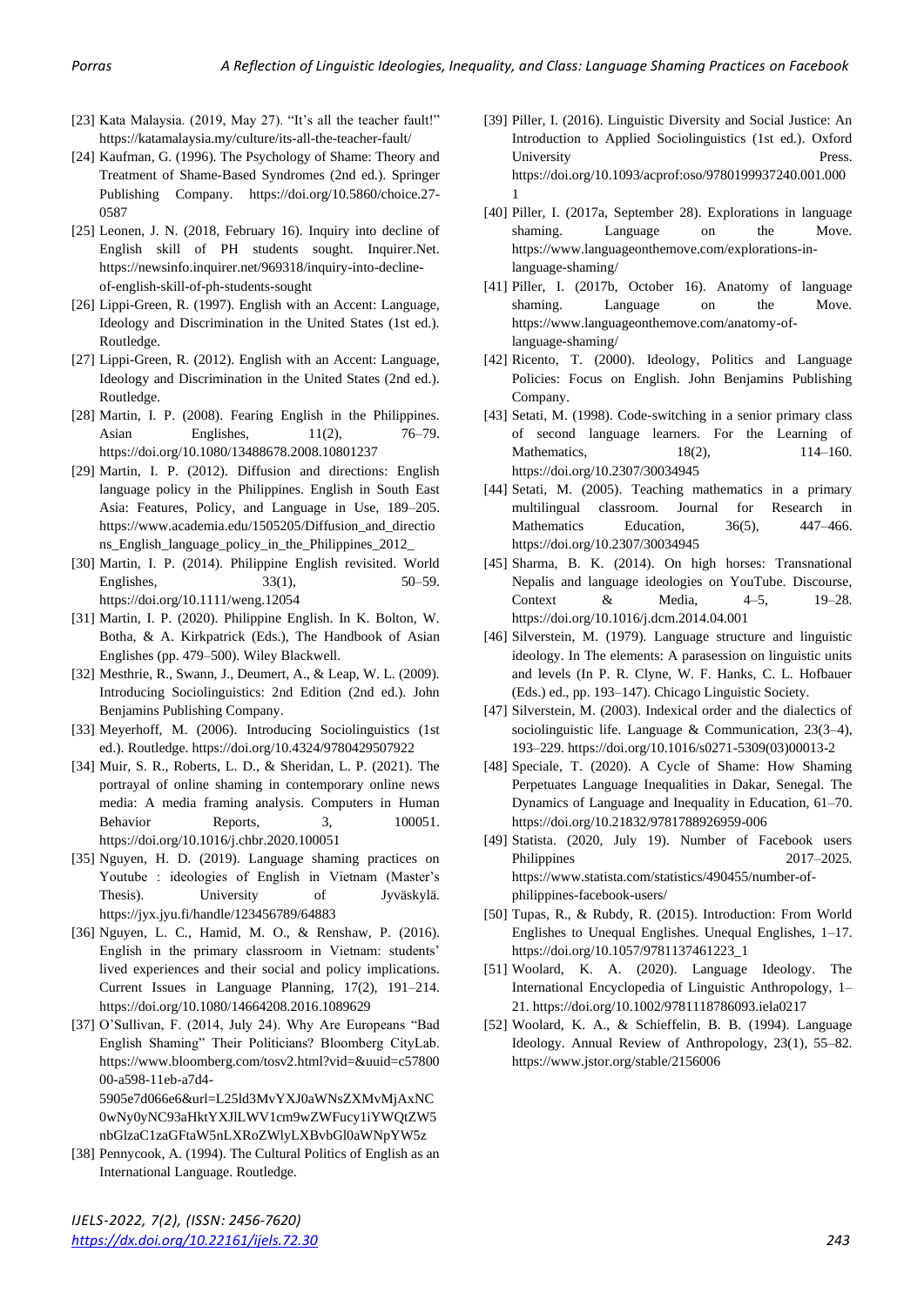[23] Kata Malaysia. (2019, May 27). "It's all the teacher fault!" https://katamalaysia.my/culture/its-all-the-teacher-fault/

[24] Kaufman, G. (1996). The Psychology of Shame: Theory and Treatment of Shame-Based Syndromes (2nd ed.). Springer Publishing Company. https://doi.org/10.5860/choice.27-0587

[25] Leonen, J. N. (2018, February 16). Inquiry into decline of English skill of PH students sought. Inquirer.Net. https://newsinfo.inquirer.net/969318/inquiry-into-decline-of-english-skill-of-ph-students-sought

[26] Lippi-Green, R. (1997). English with an Accent: Language, Ideology and Discrimination in the United States (1st ed.). Routledge.

[27] Lippi-Green, R. (2012). English with an Accent: Language, Ideology and Discrimination in the United States (2nd ed.). Routledge.

[28] Martin, I. P. (2008). Fearing English in the Philippines. Asian Englishes, 11(2), 76–79. https://doi.org/10.1080/13488678.2008.10801237

[29] Martin, I. P. (2012). Diffusion and directions: English language policy in the Philippines. English in South East Asia: Features, Policy, and Language in Use, 189–205. https://www.academia.edu/1505205/Diffusion_and_directions_English_language_policy_in_the_Philippines_2012_

[30] Martin, I. P. (2014). Philippine English revisited. World Englishes, 33(1), 50–59. https://doi.org/10.1111/weng.12054

[31] Martin, I. P. (2020). Philippine English. In K. Bolton, W. Botha, & A. Kirkpatrick (Eds.), The Handbook of Asian Englishes (pp. 479–500). Wiley Blackwell.

[32] Mesthrie, R., Swann, J., Deumert, A., & Leap, W. L. (2009). Introducing Sociolinguistics: 2nd Edition (2nd ed.). John Benjamins Publishing Company.

[33] Meyerhoff, M. (2006). Introducing Sociolinguistics (1st ed.). Routledge. https://doi.org/10.4324/9780429507922

[34] Muir, S. R., Roberts, L. D., & Sheridan, L. P. (2021). The portrayal of online shaming in contemporary online news media: A media framing analysis. Computers in Human Behavior Reports, 3, 100051. https://doi.org/10.1016/j.chbr.2020.100051

[35] Nguyen, H. D. (2019). Language shaming practices on Youtube : ideologies of English in Vietnam (Master's Thesis). University of Jyväskylä. https://jyx.jyu.fi/handle/123456789/64883

[36] Nguyen, L. C., Hamid, M. O., & Renshaw, P. (2016). English in the primary classroom in Vietnam: students' lived experiences and their social and policy implications. Current Issues in Language Planning, 17(2), 191–214. https://doi.org/10.1080/14664208.2016.1089629

[37] O'Sullivan, F. (2014, July 24). Why Are Europeans "Bad English Shaming" Their Politicians? Bloomberg CityLab. https://www.bloomberg.com/tosv2.html?vid=&uuid=c5780000-a598-11eb-a7d4-5905e7d066e6&url=L25ld3MvYXJ0aWNsZXMvMjAxNC0wNy0yNC93aHktYXJlLWV1cm9wZWFucy1iYWQtZW5nbGlzaC1zaGFtaW5nLXRoZWlyLXBvbGl0aWNpYW5z

[38] Pennycook, A. (1994). The Cultural Politics of English as an International Language. Routledge.

[39] Piller, I. (2016). Linguistic Diversity and Social Justice: An Introduction to Applied Sociolinguistics (1st ed.). Oxford University Press. https://doi.org/10.1093/acprof:oso/9780199937240.001.0001

[40] Piller, I. (2017a, September 28). Explorations in language shaming. Language on the Move. https://www.languageonthemove.com/explorations-in-language-shaming/

[41] Piller, I. (2017b, October 16). Anatomy of language shaming. Language on the Move. https://www.languageonthemove.com/anatomy-of-language-shaming/

[42] Ricento, T. (2000). Ideology, Politics and Language Policies: Focus on English. John Benjamins Publishing Company.

[43] Setati, M. (1998). Code-switching in a senior primary class of second language learners. For the Learning of Mathematics, 18(2), 114–160. https://doi.org/10.2307/30034945

[44] Setati, M. (2005). Teaching mathematics in a primary multilingual classroom. Journal for Research in Mathematics Education, 36(5), 447–466. https://doi.org/10.2307/30034945

[45] Sharma, B. K. (2014). On high horses: Transnational Nepalis and language ideologies on YouTube. Discourse, Context & Media, 4–5, 19–28. https://doi.org/10.1016/j.dcm.2014.04.001

[46] Silverstein, M. (1979). Language structure and linguistic ideology. In The elements: A parasession on linguistic units and levels (In P. R. Clyne, W. F. Hanks, C. L. Hofbauer (Eds.) ed., pp. 193–147). Chicago Linguistic Society.

[47] Silverstein, M. (2003). Indexical order and the dialectics of sociolinguistic life. Language & Communication, 23(3–4), 193–229. https://doi.org/10.1016/s0271-5309(03)00013-2

[48] Speciale, T. (2020). A Cycle of Shame: How Shaming Perpetuates Language Inequalities in Dakar, Senegal. The Dynamics of Language and Inequality in Education, 61–70. https://doi.org/10.21832/9781788926959-006

[49] Statista. (2020, July 19). Number of Facebook users Philippines 2017–2025. https://www.statista.com/statistics/490455/number-of-philippines-facebook-users/

[50] Tupas, R., & Rubdy, R. (2015). Introduction: From World Englishes to Unequal Englishes. Unequal Englishes, 1–17. https://doi.org/10.1057/9781137461223_1

[51] Woolard, K. A. (2020). Language Ideology. The International Encyclopedia of Linguistic Anthropology, 1–21. https://doi.org/10.1002/9781118786093.iela0217

[52] Woolard, K. A., & Schieffelin, B. B. (1994). Language Ideology. Annual Review of Anthropology, 23(1), 55–82. https://www.jstor.org/stable/2156006